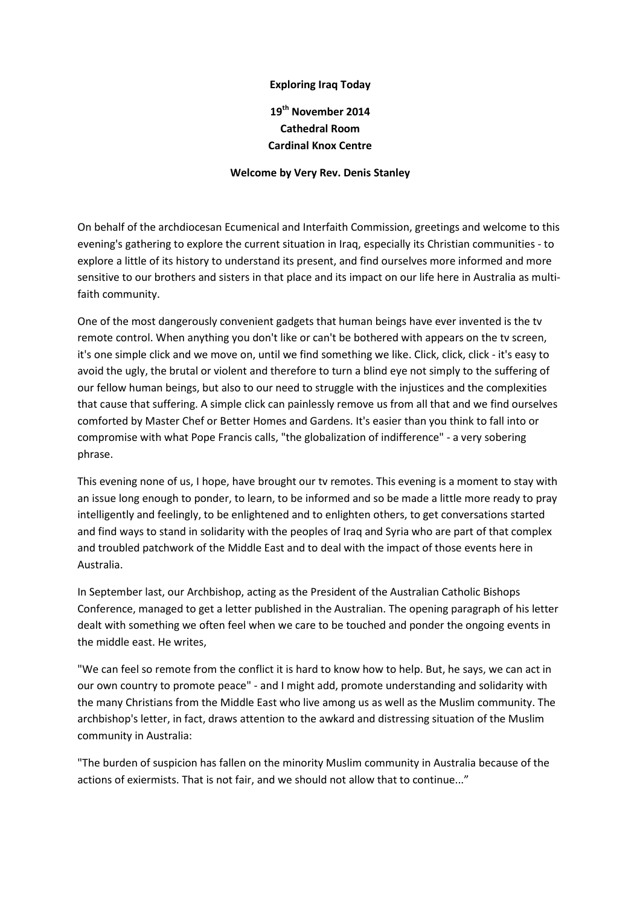**Exploring Iraq Today**

**19th November 2014**
**Cathedral Room**
**Cardinal Knox Centre**

**Welcome by Very Rev. Denis Stanley**

On behalf of the archdiocesan Ecumenical and Interfaith Commission, greetings and welcome to this evening's gathering to explore the current situation in Iraq, especially its Christian communities - to explore a little of its history to understand its present, and find ourselves more informed and more sensitive to our brothers and sisters in that place and its impact on our life here in Australia as multi-faith community.

One of the most dangerously convenient gadgets that human beings have ever invented is the tv remote control. When anything you don't like or can't be bothered with appears on the tv screen, it's one simple click and we move on, until we find something we like. Click, click, click - it's easy to avoid the ugly, the brutal or violent and therefore to turn a blind eye not simply to the suffering of our fellow human beings, but also to our need to struggle with the injustices and the complexities that cause that suffering. A simple click can painlessly remove us from all that and we find ourselves comforted by Master Chef or Better Homes and Gardens. It's easier than you think to fall into or compromise with what Pope Francis calls, "the globalization of indifference" - a very sobering phrase.

This evening none of us, I hope, have brought our tv remotes. This evening is a moment to stay with an issue long enough to ponder, to learn, to be informed and so be made a little more ready to pray intelligently and feelingly, to be enlightened and to enlighten others, to get conversations started and find ways to stand in solidarity with the peoples of Iraq and Syria who are part of that complex and troubled patchwork of the Middle East and to deal with the impact of those events here in Australia.

In September last, our Archbishop, acting as the President of the Australian Catholic Bishops Conference, managed to get a letter published in the Australian. The opening paragraph of his letter dealt with something we often feel when we care to be touched and ponder the ongoing events in the middle east. He writes,

"We can feel so remote from the conflict it is hard to know how to help. But, he says, we can act in our own country to promote peace" - and I might add, promote understanding and solidarity with the many Christians from the Middle East who live among us as well as the Muslim community. The archbishop's letter, in fact, draws attention to the awkard and distressing situation of the Muslim community in Australia:

"The burden of suspicion has fallen on the minority Muslim community in Australia because of the actions of exiermists. That is not fair, and we should not allow that to continue..."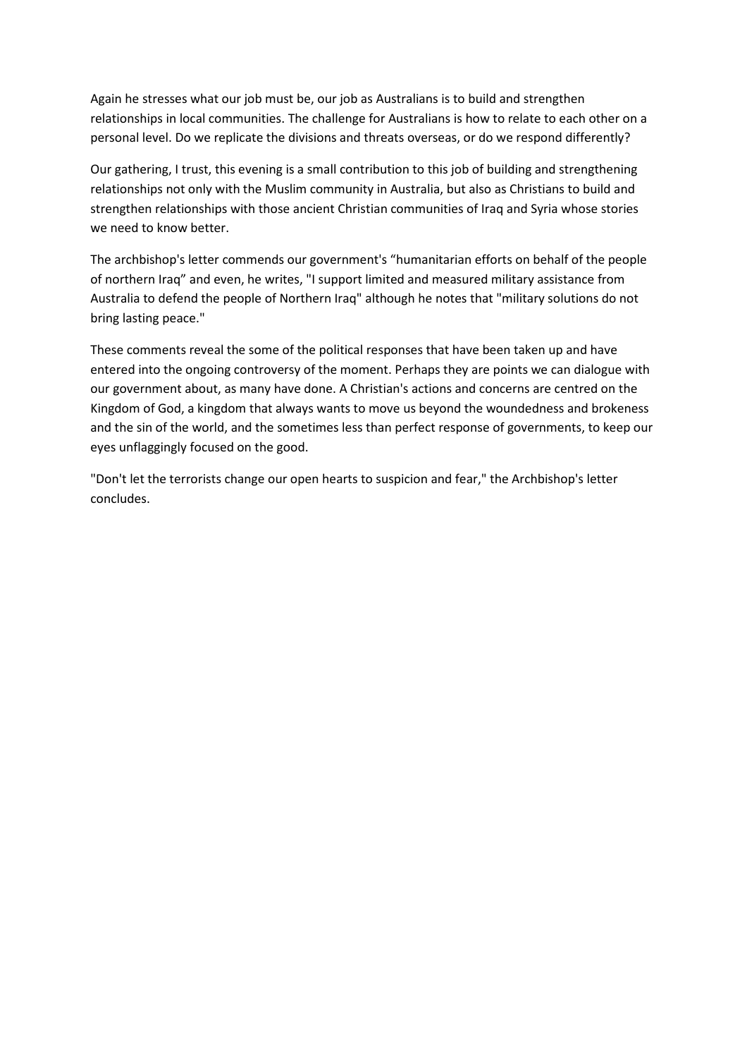Again he stresses what our job must be, our job as Australians is to build and strengthen relationships in local communities. The challenge for Australians is how to relate to each other on a personal level. Do we replicate the divisions and threats overseas, or do we respond differently?

Our gathering, I trust, this evening is a small contribution to this job of building and strengthening relationships not only with the Muslim community in Australia, but also as Christians to build and strengthen relationships with those ancient Christian communities of Iraq and Syria whose stories we need to know better.

The archbishop's letter commends our government's "humanitarian efforts on behalf of the people of northern Iraq" and even, he writes, "I support limited and measured military assistance from Australia to defend the people of Northern Iraq" although he notes that "military solutions do not bring lasting peace."

These comments reveal the some of the political responses that have been taken up and have entered into the ongoing controversy of the moment. Perhaps they are points we can dialogue with our government about, as many have done. A Christian's actions and concerns are centred on the Kingdom of God, a kingdom that always wants to move us beyond the woundedness and brokeness and the sin of the world, and the sometimes less than perfect response of governments, to keep our eyes unflaggingly focused on the good.

"Don't let the terrorists change our open hearts to suspicion and fear," the Archbishop's letter concludes.